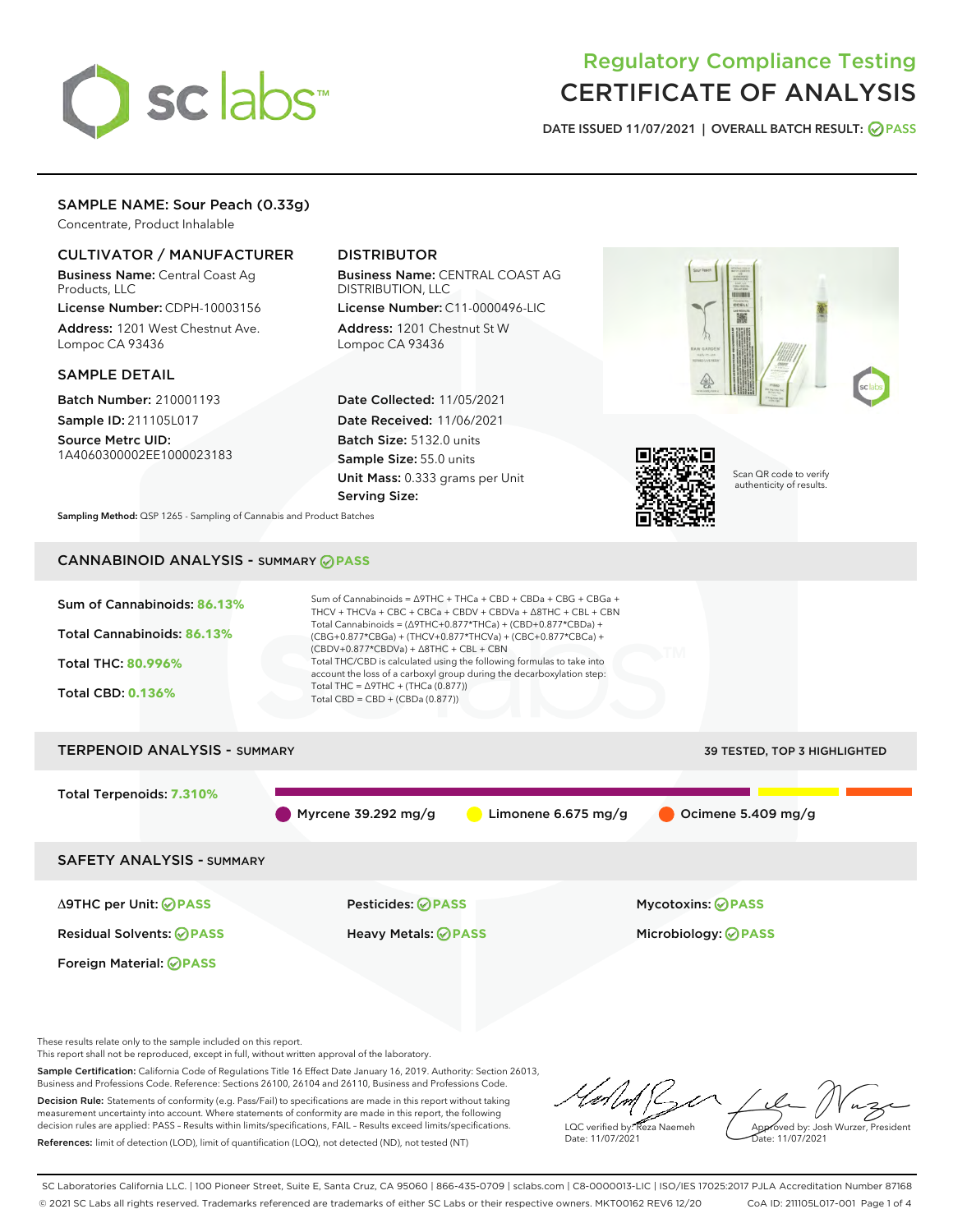# Regulatory Compliance Testing
# CERTIFICATE OF ANALYSIS

DATE ISSUED 11/07/2021 | OVERALL BATCH RESULT: PASS

## SAMPLE NAME: Sour Peach (0.33g)

Concentrate, Product Inhalable

### CULTIVATOR / MANUFACTURER

**Business Name:** Central Coast Ag Products, LLC

**License Number:** CDPH-10003156

**Address:** 1201 West Chestnut Ave. Lompoc CA 93436

### DISTRIBUTOR

**Business Name:** CENTRAL COAST AG DISTRIBUTION, LLC

**License Number:** C11-0000496-LIC

**Address:** 1201 Chestnut St W Lompoc CA 93436

### SAMPLE DETAIL

**Batch Number:** 210001193

**Sample ID:** 211105L017

**Source Metrc UID:** 1A4060300002EE1000023183

**Date Collected:** 11/05/2021

**Date Received:** 11/06/2021

**Batch Size:** 5132.0 units

**Sample Size:** 55.0 units

**Unit Mass:** 0.333 grams per Unit

**Serving Size:**

**Sampling Method:** QSP 1265 - Sampling of Cannabis and Product Batches

Scan QR code to verify authenticity of results.

## CANNABINOID ANALYSIS - SUMMARY PASS

**Sum of Cannabinoids:** 86.13%

**Total Cannabinoids:** 86.13%

**Total THC:** 80.996%

**Total CBD:** 0.136%

Sum of Cannabinoids = Δ9THC + THCa + CBD + CBDa + CBG + CBGa + THCV + THCVa + CBC + CBCa + CBDV + CBDVa + Δ8THC + CBL + CBN

Total Cannabinoids = (Δ9THC+0.877*THCa) + (CBD+0.877*CBDa) + (CBG+0.877*CBGa) + (THCV+0.877*THCVa) + (CBC+0.877*CBCa) + (CBDV+0.877*CBDVa) + Δ8THC + CBL + CBN

Total THC/CBD is calculated using the following formulas to take into account the loss of a carboxyl group during the decarboxylation step:

Total THC = Δ9THC + (THCa (0.877))

Total CBD = CBD + (CBDa (0.877))

## TERPENOID ANALYSIS - SUMMARY

39 TESTED, TOP 3 HIGHLIGHTED

**Total Terpenoids:** 7.310%

Myrcene 39.292 mg/g | Limonene 6.675 mg/g | Ocimene 5.409 mg/g

## SAFETY ANALYSIS - SUMMARY

| | | |
|---|---|---|
| Δ9THC per Unit: PASS | Pesticides: PASS | Mycotoxins: PASS |
| Residual Solvents: PASS | Heavy Metals: PASS | Microbiology: PASS |
| Foreign Material: PASS | | |

These results relate only to the sample included on this report.
This report shall not be reproduced, except in full, without written approval of the laboratory.

**Sample Certification:** California Code of Regulations Title 16 Effect Date January 16, 2019. Authority: Section 26013, Business and Professions Code. Reference: Sections 26100, 26104 and 26110, Business and Professions Code.

**Decision Rule:** Statements of conformity (e.g. Pass/Fail) to specifications are made in this report without taking measurement uncertainty into account. Where statements of conformity are made in this report, the following decision rules are applied: PASS – Results within limits/specifications, FAIL – Results exceed limits/specifications.

**References:** limit of detection (LOD), limit of quantification (LOQ), not detected (ND), not tested (NT)

LQC verified by: Reza Naemeh
Date: 11/07/2021

Approved by: Josh Wurzer, President
Date: 11/07/2021

SC Laboratories California LLC. | 100 Pioneer Street, Suite E, Santa Cruz, CA 95060 | 866-435-0709 | sclabs.com | C8-0000013-LIC | ISO/IES 17025:2017 PJLA Accreditation Number 87168
© 2021 SC Labs all rights reserved. Trademarks referenced are trademarks of either SC Labs or their respective owners. MKT00162 REV6 12/20 CoA ID: 211105L017-001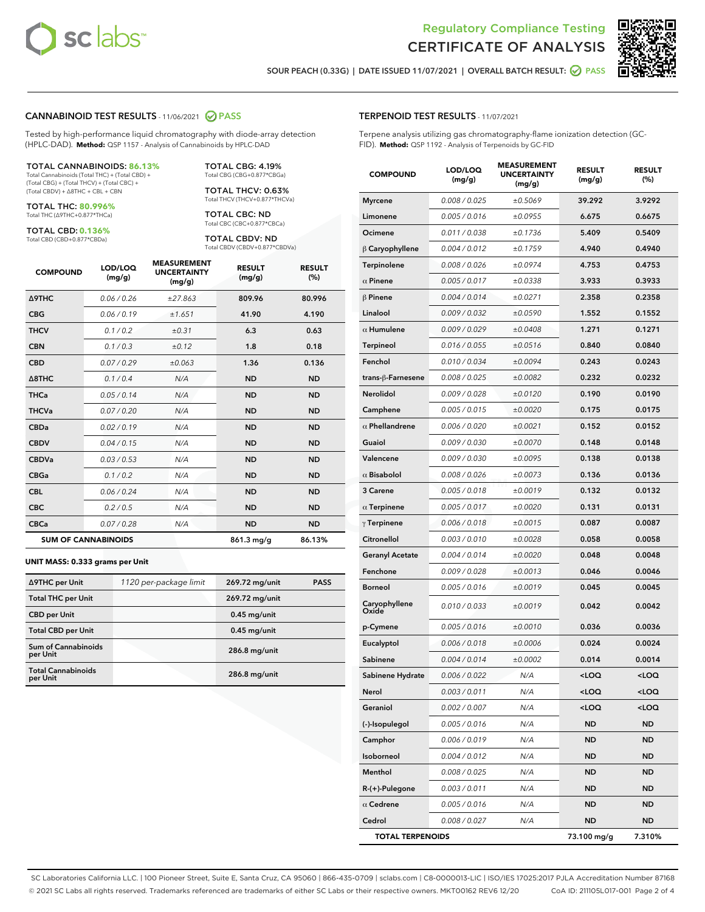Regulatory Compliance Testing
# CERTIFICATE OF ANALYSIS

SOUR PEACH (0.33G) | DATE ISSUED 11/07/2021 | OVERALL BATCH RESULT: PASS

## CANNABINOID TEST RESULTS - 11/06/2021 PASS

Tested by high-performance liquid chromatography with diode-array detection (HPLC-DAD). **Method:** QSP 1157 - Analysis of Cannabinoids by HPLC-DAD

**TOTAL CANNABINOIDS: 86.13%**
Total Cannabinoids (Total THC) + (Total CBD) + (Total CBG) + (Total THCV) + (Total CBC) + (Total CBDV) + Δ8THC + CBL + CBN

**TOTAL THC: 80.996%**
Total THC (Δ9THC+0.877*THCa)

**TOTAL CBD: 0.136%**
Total CBD (CBD+0.877*CBDa)

**TOTAL CBG: 4.19%**
Total CBG (CBG+0.877*CBGa)

**TOTAL THCV: 0.63%**
Total THCV (THCV+0.877*THCVa)

**TOTAL CBC: ND**
Total CBC (CBC+0.877*CBCa)

**TOTAL CBDV: ND**
Total CBDV (CBDV+0.877*CBDVa)

| COMPOUND | LOD/LOQ (mg/g) | MEASUREMENT UNCERTAINTY (mg/g) | RESULT (mg/g) | RESULT (%) |
|---|---|---|---|---|
| Δ9THC | 0.06 / 0.26 | ±27.863 | 809.96 | 80.996 |
| CBG | 0.06 / 0.19 | ±1.651 | 41.90 | 4.190 |
| THCV | 0.1 / 0.2 | ±0.31 | 6.3 | 0.63 |
| CBN | 0.1 / 0.3 | ±0.12 | 1.8 | 0.18 |
| CBD | 0.07 / 0.29 | ±0.063 | 1.36 | 0.136 |
| Δ8THC | 0.1 / 0.4 | N/A | ND | ND |
| THCa | 0.05 / 0.14 | N/A | ND | ND |
| THCVa | 0.07 / 0.20 | N/A | ND | ND |
| CBDa | 0.02 / 0.19 | N/A | ND | ND |
| CBDV | 0.04 / 0.15 | N/A | ND | ND |
| CBDVa | 0.03 / 0.53 | N/A | ND | ND |
| CBGa | 0.1 / 0.2 | N/A | ND | ND |
| CBL | 0.06 / 0.24 | N/A | ND | ND |
| CBC | 0.2 / 0.5 | N/A | ND | ND |
| CBCa | 0.07 / 0.28 | N/A | ND | ND |
| **SUM OF CANNABINOIDS** | | | 861.3 mg/g | 86.13% |

**UNIT MASS: 0.333 grams per Unit**

| Δ9THC per Unit | 1120 per-package limit | 269.72 mg/unit | PASS |
|---|---|---|---|
| Total THC per Unit | | 269.72 mg/unit | |
| CBD per Unit | | 0.45 mg/unit | |
| Total CBD per Unit | | 0.45 mg/unit | |
| Sum of Cannabinoids per Unit | | 286.8 mg/unit | |
| Total Cannabinoids per Unit | | 286.8 mg/unit | |

## TERPENOID TEST RESULTS - 11/07/2021

Terpene analysis utilizing gas chromatography-flame ionization detection (GC-FID). **Method:** QSP 1192 - Analysis of Terpenoids by GC-FID

| COMPOUND | LOD/LOQ (mg/g) | MEASUREMENT UNCERTAINTY (mg/g) | RESULT (mg/g) | RESULT (%) |
|---|---|---|---|---|
| Myrcene | 0.008 / 0.025 | ±0.5069 | 39.292 | 3.9292 |
| Limonene | 0.005 / 0.016 | ±0.0955 | 6.675 | 0.6675 |
| Ocimene | 0.011 / 0.038 | ±0.1736 | 5.409 | 0.5409 |
| β Caryophyllene | 0.004 / 0.012 | ±0.1759 | 4.940 | 0.4940 |
| Terpinolene | 0.008 / 0.026 | ±0.0974 | 4.753 | 0.4753 |
| α Pinene | 0.005 / 0.017 | ±0.0338 | 3.933 | 0.3933 |
| β Pinene | 0.004 / 0.014 | ±0.0271 | 2.358 | 0.2358 |
| Linalool | 0.009 / 0.032 | ±0.0590 | 1.552 | 0.1552 |
| α Humulene | 0.009 / 0.029 | ±0.0408 | 1.271 | 0.1271 |
| Terpineol | 0.016 / 0.055 | ±0.0516 | 0.840 | 0.0840 |
| Fenchol | 0.010 / 0.034 | ±0.0094 | 0.243 | 0.0243 |
| trans-β-Farnesene | 0.008 / 0.025 | ±0.0082 | 0.232 | 0.0232 |
| Nerolidol | 0.009 / 0.028 | ±0.0120 | 0.190 | 0.0190 |
| Camphene | 0.005 / 0.015 | ±0.0020 | 0.175 | 0.0175 |
| α Phellandrene | 0.006 / 0.020 | ±0.0021 | 0.152 | 0.0152 |
| Guaiol | 0.009 / 0.030 | ±0.0070 | 0.148 | 0.0148 |
| Valencene | 0.009 / 0.030 | ±0.0095 | 0.138 | 0.0138 |
| α Bisabolol | 0.008 / 0.026 | ±0.0073 | 0.136 | 0.0136 |
| 3 Carene | 0.005 / 0.018 | ±0.0019 | 0.132 | 0.0132 |
| α Terpinene | 0.005 / 0.017 | ±0.0020 | 0.131 | 0.0131 |
| γ Terpinene | 0.006 / 0.018 | ±0.0015 | 0.087 | 0.0087 |
| Citronellol | 0.003 / 0.010 | ±0.0028 | 0.058 | 0.0058 |
| Geranyl Acetate | 0.004 / 0.014 | ±0.0020 | 0.048 | 0.0048 |
| Fenchone | 0.009 / 0.028 | ±0.0013 | 0.046 | 0.0046 |
| Borneol | 0.005 / 0.016 | ±0.0019 | 0.045 | 0.0045 |
| Caryophyllene Oxide | 0.010 / 0.033 | ±0.0019 | 0.042 | 0.0042 |
| p-Cymene | 0.005 / 0.016 | ±0.0010 | 0.036 | 0.0036 |
| Eucalyptol | 0.006 / 0.018 | ±0.0006 | 0.024 | 0.0024 |
| Sabinene | 0.004 / 0.014 | ±0.0002 | 0.014 | 0.0014 |
| Sabinene Hydrate | 0.006 / 0.022 | N/A | <LOQ | <LOQ |
| Nerol | 0.003 / 0.011 | N/A | <LOQ | <LOQ |
| Geraniol | 0.002 / 0.007 | N/A | <LOQ | <LOQ |
| (-)-Isopulegol | 0.005 / 0.016 | N/A | ND | ND |
| Camphor | 0.006 / 0.019 | N/A | ND | ND |
| Isoborneol | 0.004 / 0.012 | N/A | ND | ND |
| Menthol | 0.008 / 0.025 | N/A | ND | ND |
| R-(+)-Pulegone | 0.003 / 0.011 | N/A | ND | ND |
| α Cedrene | 0.005 / 0.016 | N/A | ND | ND |
| Cedrol | 0.008 / 0.027 | N/A | ND | ND |
| **TOTAL TERPENOIDS** | | | 73.100 mg/g | 7.310% |

SC Laboratories California LLC. | 100 Pioneer Street, Suite E, Santa Cruz, CA 95060 | 866-435-0709 | sclabs.com | C8-0000013-LIC | ISO/IES 17025:2017 PJLA Accreditation Number 87168
© 2021 SC Labs all rights reserved. Trademarks referenced are trademarks of either SC Labs or their respective owners. MKT00162 REV6 12/20 CoA ID: 211105L017-001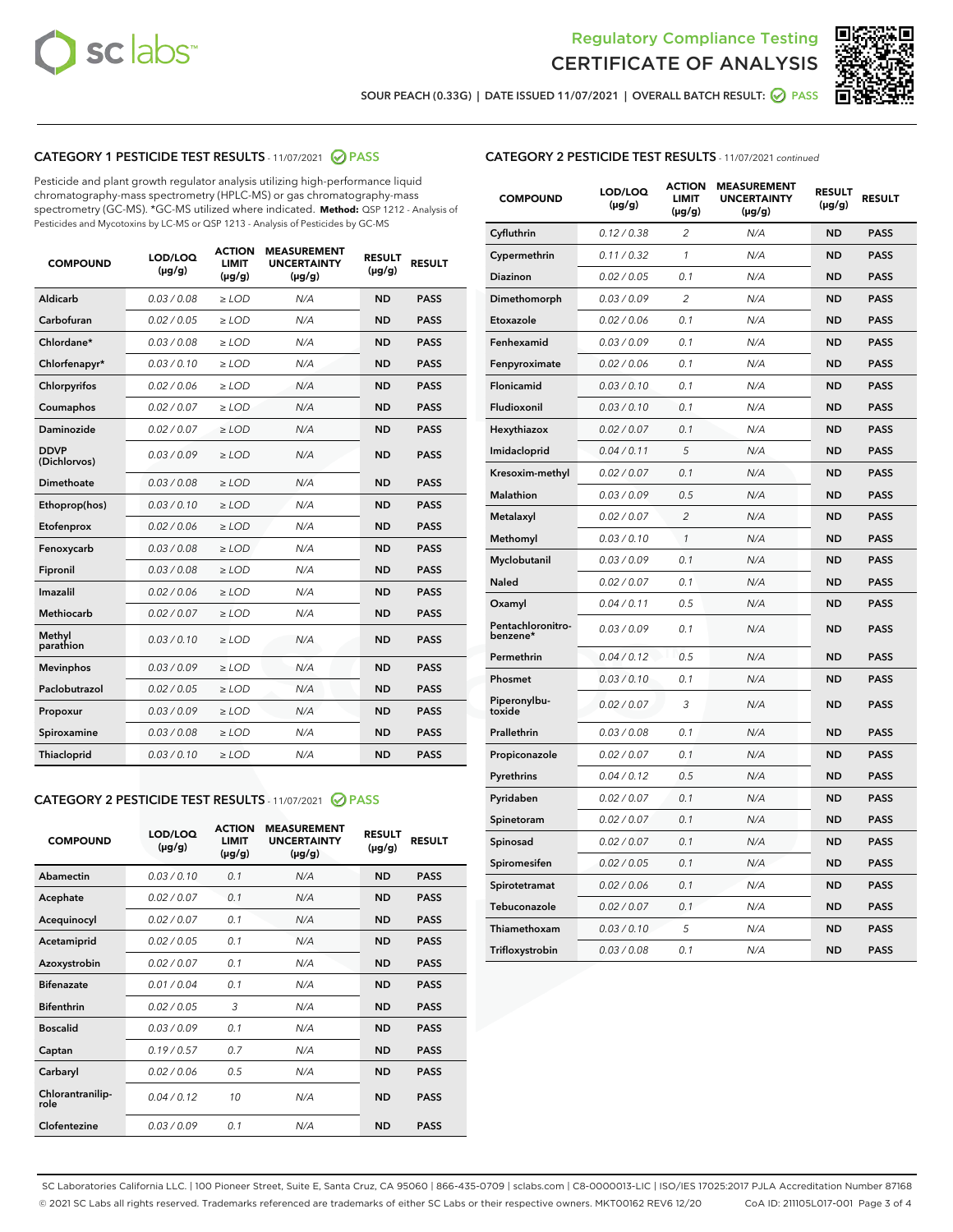Regulatory Compliance Testing

# CERTIFICATE OF ANALYSIS

SOUR PEACH (0.33G) | DATE ISSUED 11/07/2021 | OVERALL BATCH RESULT: PASS

## CATEGORY 1 PESTICIDE TEST RESULTS - 11/07/2021 PASS

Pesticide and plant growth regulator analysis utilizing high-performance liquid chromatography-mass spectrometry (HPLC-MS) or gas chromatography-mass spectrometry (GC-MS). *GC-MS utilized where indicated. **Method:** QSP 1212 - Analysis of Pesticides and Mycotoxins by LC-MS or QSP 1213 - Analysis of Pesticides by GC-MS

| COMPOUND | LOD/LOQ (µg/g) | ACTION LIMIT (µg/g) | MEASUREMENT UNCERTAINTY (µg/g) | RESULT (µg/g) | RESULT |
|---|---|---|---|---|---|
| Aldicarb | 0.03 / 0.08 | ≥ LOD | N/A | ND | PASS |
| Carbofuran | 0.02 / 0.05 | ≥ LOD | N/A | ND | PASS |
| Chlordane* | 0.03 / 0.08 | ≥ LOD | N/A | ND | PASS |
| Chlorfenapyr* | 0.03 / 0.10 | ≥ LOD | N/A | ND | PASS |
| Chlorpyrifos | 0.02 / 0.06 | ≥ LOD | N/A | ND | PASS |
| Coumaphos | 0.02 / 0.07 | ≥ LOD | N/A | ND | PASS |
| Daminozide | 0.02 / 0.07 | ≥ LOD | N/A | ND | PASS |
| DDVP (Dichlorvos) | 0.03 / 0.09 | ≥ LOD | N/A | ND | PASS |
| Dimethoate | 0.03 / 0.08 | ≥ LOD | N/A | ND | PASS |
| Ethoprop(hos) | 0.03 / 0.10 | ≥ LOD | N/A | ND | PASS |
| Etofenprox | 0.02 / 0.06 | ≥ LOD | N/A | ND | PASS |
| Fenoxycarb | 0.03 / 0.08 | ≥ LOD | N/A | ND | PASS |
| Fipronil | 0.03 / 0.08 | ≥ LOD | N/A | ND | PASS |
| Imazalil | 0.02 / 0.06 | ≥ LOD | N/A | ND | PASS |
| Methiocarb | 0.02 / 0.07 | ≥ LOD | N/A | ND | PASS |
| Methyl parathion | 0.03 / 0.10 | ≥ LOD | N/A | ND | PASS |
| Mevinphos | 0.03 / 0.09 | ≥ LOD | N/A | ND | PASS |
| Paclobutrazol | 0.02 / 0.05 | ≥ LOD | N/A | ND | PASS |
| Propoxur | 0.03 / 0.09 | ≥ LOD | N/A | ND | PASS |
| Spiroxamine | 0.03 / 0.08 | ≥ LOD | N/A | ND | PASS |
| Thiacloprid | 0.03 / 0.10 | ≥ LOD | N/A | ND | PASS |

## CATEGORY 2 PESTICIDE TEST RESULTS - 11/07/2021 PASS

| COMPOUND | LOD/LOQ (µg/g) | ACTION LIMIT (µg/g) | MEASUREMENT UNCERTAINTY (µg/g) | RESULT (µg/g) | RESULT |
|---|---|---|---|---|---|
| Abamectin | 0.03 / 0.10 | 0.1 | N/A | ND | PASS |
| Acephate | 0.02 / 0.07 | 0.1 | N/A | ND | PASS |
| Acequinocyl | 0.02 / 0.07 | 0.1 | N/A | ND | PASS |
| Acetamiprid | 0.02 / 0.05 | 0.1 | N/A | ND | PASS |
| Azoxystrobin | 0.02 / 0.07 | 0.1 | N/A | ND | PASS |
| Bifenazate | 0.01 / 0.04 | 0.1 | N/A | ND | PASS |
| Bifenthrin | 0.02 / 0.05 | 3 | N/A | ND | PASS |
| Boscalid | 0.03 / 0.09 | 0.1 | N/A | ND | PASS |
| Captan | 0.19 / 0.57 | 0.7 | N/A | ND | PASS |
| Carbaryl | 0.02 / 0.06 | 0.5 | N/A | ND | PASS |
| Chlorantraniliprole | 0.04 / 0.12 | 10 | N/A | ND | PASS |
| Clofentezine | 0.03 / 0.09 | 0.1 | N/A | ND | PASS |
| Cyfluthrin | 0.12 / 0.38 | 2 | N/A | ND | PASS |
| Cypermethrin | 0.11 / 0.32 | 1 | N/A | ND | PASS |
| Diazinon | 0.02 / 0.05 | 0.1 | N/A | ND | PASS |
| Dimethomorph | 0.03 / 0.09 | 2 | N/A | ND | PASS |
| Etoxazole | 0.02 / 0.06 | 0.1 | N/A | ND | PASS |
| Fenhexamid | 0.03 / 0.09 | 0.1 | N/A | ND | PASS |
| Fenpyroximate | 0.02 / 0.06 | 0.1 | N/A | ND | PASS |
| Flonicamid | 0.03 / 0.10 | 0.1 | N/A | ND | PASS |
| Fludioxonil | 0.03 / 0.10 | 0.1 | N/A | ND | PASS |
| Hexythiazox | 0.02 / 0.07 | 0.1 | N/A | ND | PASS |
| Imidacloprid | 0.04 / 0.11 | 5 | N/A | ND | PASS |
| Kresoxim-methyl | 0.02 / 0.07 | 0.1 | N/A | ND | PASS |
| Malathion | 0.03 / 0.09 | 0.5 | N/A | ND | PASS |
| Metalaxyl | 0.02 / 0.07 | 2 | N/A | ND | PASS |
| Methomyl | 0.03 / 0.10 | 1 | N/A | ND | PASS |
| Myclobutanil | 0.03 / 0.09 | 0.1 | N/A | ND | PASS |
| Naled | 0.02 / 0.07 | 0.1 | N/A | ND | PASS |
| Oxamyl | 0.04 / 0.11 | 0.5 | N/A | ND | PASS |
| Pentachloronitrobenzene* | 0.03 / 0.09 | 0.1 | N/A | ND | PASS |
| Permethrin | 0.04 / 0.12 | 0.5 | N/A | ND | PASS |
| Phosmet | 0.03 / 0.10 | 0.1 | N/A | ND | PASS |
| Piperonylbutoxide | 0.02 / 0.07 | 3 | N/A | ND | PASS |
| Prallethrin | 0.03 / 0.08 | 0.1 | N/A | ND | PASS |
| Propiconazole | 0.02 / 0.07 | 0.1 | N/A | ND | PASS |
| Pyrethrins | 0.04 / 0.12 | 0.5 | N/A | ND | PASS |
| Pyridaben | 0.02 / 0.07 | 0.1 | N/A | ND | PASS |
| Spinetoram | 0.02 / 0.07 | 0.1 | N/A | ND | PASS |
| Spinosad | 0.02 / 0.07 | 0.1 | N/A | ND | PASS |
| Spiromesifen | 0.02 / 0.05 | 0.1 | N/A | ND | PASS |
| Spirotetramat | 0.02 / 0.06 | 0.1 | N/A | ND | PASS |
| Tebuconazole | 0.02 / 0.07 | 0.1 | N/A | ND | PASS |
| Thiamethoxam | 0.03 / 0.10 | 5 | N/A | ND | PASS |
| Trifloxystrobin | 0.03 / 0.08 | 0.1 | N/A | ND | PASS |

SC Laboratories California LLC. | 100 Pioneer Street, Suite E, Santa Cruz, CA 95060 | 866-435-0709 | sclabs.com | C8-0000013-LIC | ISO/IES 17025:2017 PJLA Accreditation Number 87168
© 2021 SC Labs all rights reserved. Trademarks referenced are trademarks of either SC Labs or their respective owners. MKT00162 REV6 12/20 CoA ID: 211105L017-001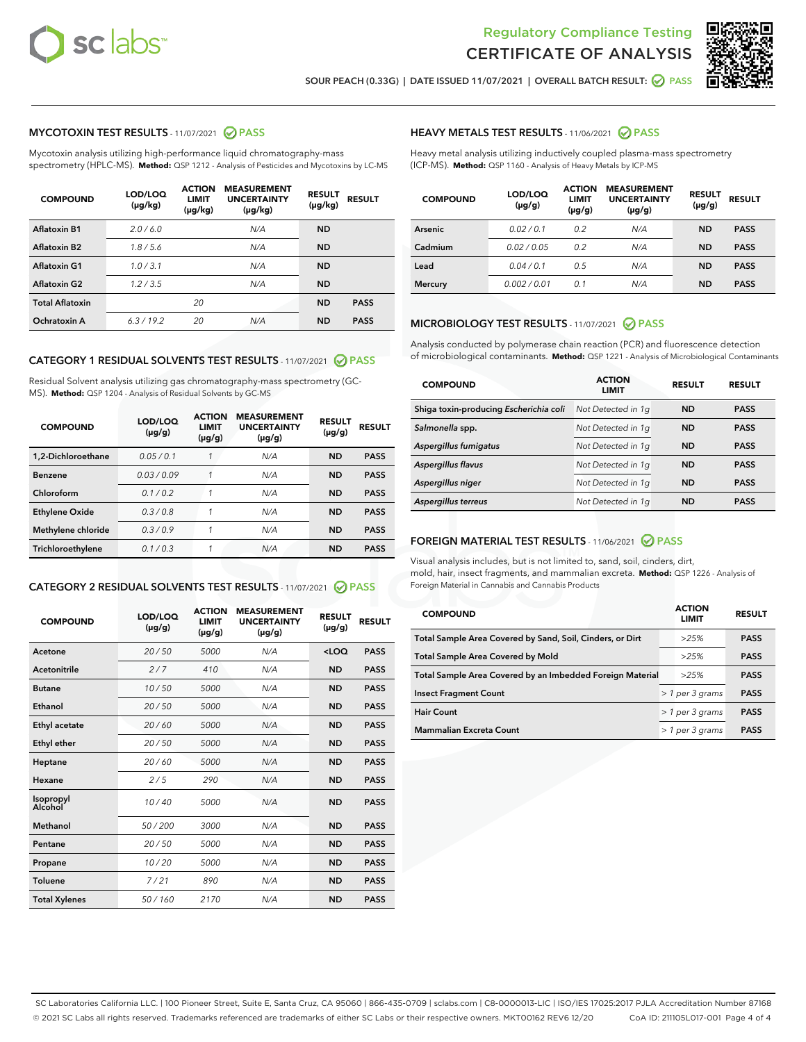Regulatory Compliance Testing
CERTIFICATE OF ANALYSIS

SOUR PEACH (0.33G) | DATE ISSUED 11/07/2021 | OVERALL BATCH RESULT: PASS

## MYCOTOXIN TEST RESULTS - 11/07/2021 PASS

Mycotoxin analysis utilizing high-performance liquid chromatography-mass spectrometry (HPLC-MS). **Method:** QSP 1212 - Analysis of Pesticides and Mycotoxins by LC-MS

| COMPOUND | LOD/LOQ (µg/kg) | ACTION LIMIT (µg/kg) | MEASUREMENT UNCERTAINTY (µg/kg) | RESULT (µg/kg) | RESULT |
|---|---|---|---|---|---|
| Aflatoxin B1 | 2.0 / 6.0 | | N/A | ND | |
| Aflatoxin B2 | 1.8 / 5.6 | | N/A | ND | |
| Aflatoxin G1 | 1.0 / 3.1 | | N/A | ND | |
| Aflatoxin G2 | 1.2 / 3.5 | | N/A | ND | |
| Total Aflatoxin | | 20 | | ND | PASS |
| Ochratoxin A | 6.3 / 19.2 | 20 | N/A | ND | PASS |

## CATEGORY 1 RESIDUAL SOLVENTS TEST RESULTS - 11/07/2021 PASS

Residual Solvent analysis utilizing gas chromatography-mass spectrometry (GC-MS). **Method:** QSP 1204 - Analysis of Residual Solvents by GC-MS

| COMPOUND | LOD/LOQ (µg/g) | ACTION LIMIT (µg/g) | MEASUREMENT UNCERTAINTY (µg/g) | RESULT (µg/g) | RESULT |
|---|---|---|---|---|---|
| 1,2-Dichloroethane | 0.05 / 0.1 | 1 | N/A | ND | PASS |
| Benzene | 0.03 / 0.09 | 1 | N/A | ND | PASS |
| Chloroform | 0.1 / 0.2 | 1 | N/A | ND | PASS |
| Ethylene Oxide | 0.3 / 0.8 | 1 | N/A | ND | PASS |
| Methylene chloride | 0.3 / 0.9 | 1 | N/A | ND | PASS |
| Trichloroethylene | 0.1 / 0.3 | 1 | N/A | ND | PASS |

## CATEGORY 2 RESIDUAL SOLVENTS TEST RESULTS - 11/07/2021 PASS

| COMPOUND | LOD/LOQ (µg/g) | ACTION LIMIT (µg/g) | MEASUREMENT UNCERTAINTY (µg/g) | RESULT (µg/g) | RESULT |
|---|---|---|---|---|---|
| Acetone | 20 / 50 | 5000 | N/A | <LOQ | PASS |
| Acetonitrile | 2 / 7 | 410 | N/A | ND | PASS |
| Butane | 10 / 50 | 5000 | N/A | ND | PASS |
| Ethanol | 20 / 50 | 5000 | N/A | ND | PASS |
| Ethyl acetate | 20 / 60 | 5000 | N/A | ND | PASS |
| Ethyl ether | 20 / 50 | 5000 | N/A | ND | PASS |
| Heptane | 20 / 60 | 5000 | N/A | ND | PASS |
| Hexane | 2 / 5 | 290 | N/A | ND | PASS |
| Isopropyl Alcohol | 10 / 40 | 5000 | N/A | ND | PASS |
| Methanol | 50 / 200 | 3000 | N/A | ND | PASS |
| Pentane | 20 / 50 | 5000 | N/A | ND | PASS |
| Propane | 10 / 20 | 5000 | N/A | ND | PASS |
| Toluene | 7 / 21 | 890 | N/A | ND | PASS |
| Total Xylenes | 50 / 160 | 2170 | N/A | ND | PASS |

## HEAVY METALS TEST RESULTS - 11/06/2021 PASS

Heavy metal analysis utilizing inductively coupled plasma-mass spectrometry (ICP-MS). **Method:** QSP 1160 - Analysis of Heavy Metals by ICP-MS

| COMPOUND | LOD/LOQ (µg/g) | ACTION LIMIT (µg/g) | MEASUREMENT UNCERTAINTY (µg/g) | RESULT (µg/g) | RESULT |
|---|---|---|---|---|---|
| Arsenic | 0.02 / 0.1 | 0.2 | N/A | ND | PASS |
| Cadmium | 0.02 / 0.05 | 0.2 | N/A | ND | PASS |
| Lead | 0.04 / 0.1 | 0.5 | N/A | ND | PASS |
| Mercury | 0.002 / 0.01 | 0.1 | N/A | ND | PASS |

## MICROBIOLOGY TEST RESULTS - 11/07/2021 PASS

Analysis conducted by polymerase chain reaction (PCR) and fluorescence detection of microbiological contaminants. **Method:** QSP 1221 - Analysis of Microbiological Contaminants

| COMPOUND | ACTION LIMIT | RESULT | RESULT |
|---|---|---|---|
| Shiga toxin-producing *Escherichia coli* | Not Detected in 1g | ND | PASS |
| *Salmonella* spp. | Not Detected in 1g | ND | PASS |
| *Aspergillus fumigatus* | Not Detected in 1g | ND | PASS |
| *Aspergillus flavus* | Not Detected in 1g | ND | PASS |
| *Aspergillus niger* | Not Detected in 1g | ND | PASS |
| *Aspergillus terreus* | Not Detected in 1g | ND | PASS |

## FOREIGN MATERIAL TEST RESULTS - 11/06/2021 PASS

Visual analysis includes, but is not limited to, sand, soil, cinders, dirt, mold, hair, insect fragments, and mammalian excreta. **Method:** QSP 1226 - Analysis of Foreign Material in Cannabis and Cannabis Products

| COMPOUND | ACTION LIMIT | RESULT |
|---|---|---|
| Total Sample Area Covered by Sand, Soil, Cinders, or Dirt | >25% | PASS |
| Total Sample Area Covered by Mold | >25% | PASS |
| Total Sample Area Covered by an Imbedded Foreign Material | >25% | PASS |
| Insect Fragment Count | > 1 per 3 grams | PASS |
| Hair Count | > 1 per 3 grams | PASS |
| Mammalian Excreta Count | > 1 per 3 grams | PASS |

SC Laboratories California LLC. | 100 Pioneer Street, Suite E, Santa Cruz, CA 95060 | 866-435-0709 | sclabs.com | C8-0000013-LIC | ISO/IES 17025:2017 PJLA Accreditation Number 87168
© 2021 SC Labs all rights reserved. Trademarks referenced are trademarks of either SC Labs or their respective owners. MKT00162 REV6 12/20 CoA ID: 211105L017-001